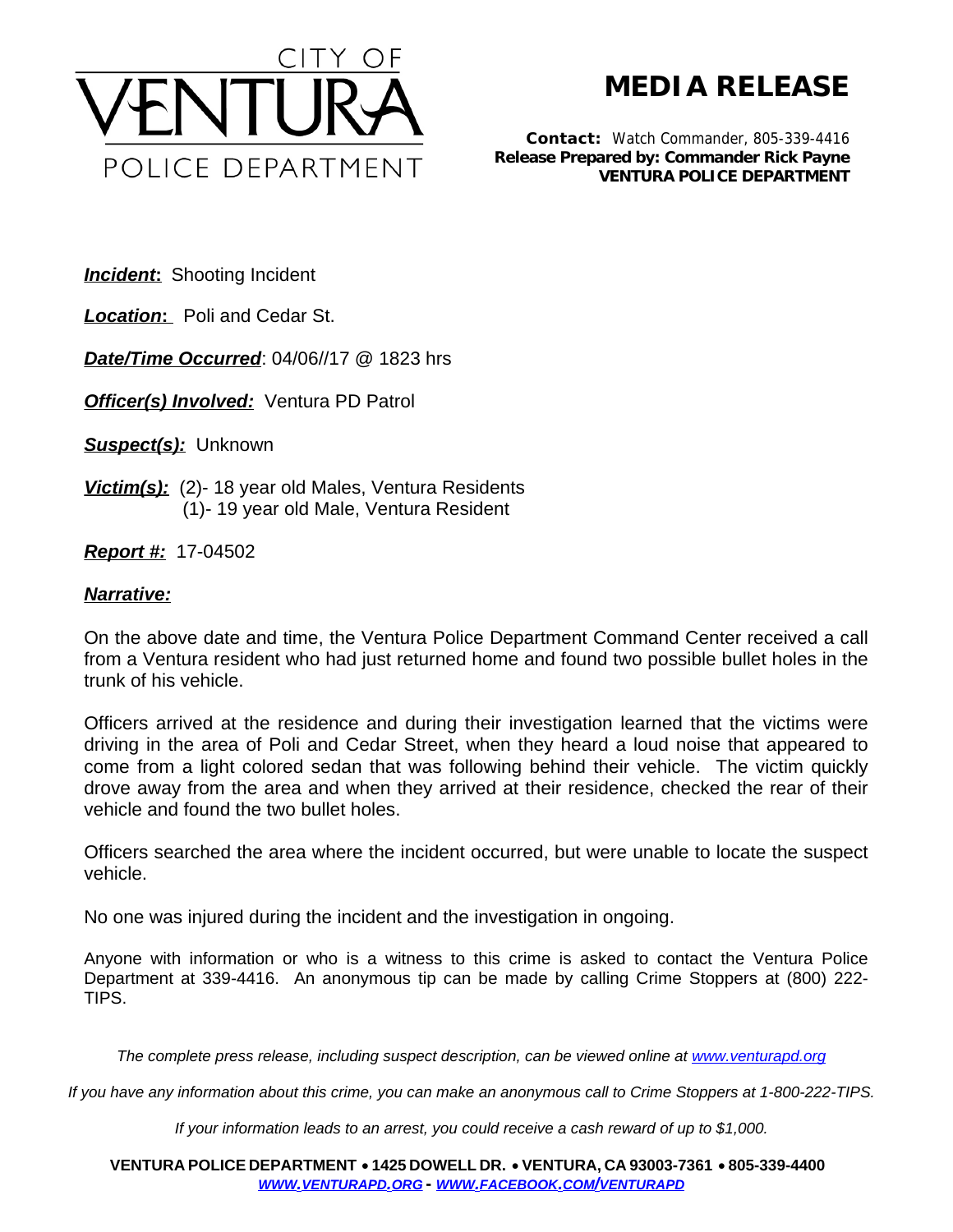CITY OF VENTURA POLICE DEPARTMENT

# MEDIA RELEASE

**Contact:** Watch Commander, 805-339-4416
**Release Prepared by: Commander Rick Payne**
**VENTURA POLICE DEPARTMENT**

***Incident*:** Shooting Incident

***Location*:** Poli and Cedar St.

***Date/Time Occurred***: 04/06//17 @ 1823 hrs

***Officer(s) Involved:*** Ventura PD Patrol

***Suspect(s):*** Unknown

***Victim(s):*** (2)- 18 year old Males, Ventura Residents
(1)- 19 year old Male, Ventura Resident

***Report #:*** 17-04502

***Narrative:***

On the above date and time, the Ventura Police Department Command Center received a call from a Ventura resident who had just returned home and found two possible bullet holes in the trunk of his vehicle.

Officers arrived at the residence and during their investigation learned that the victims were driving in the area of Poli and Cedar Street, when they heard a loud noise that appeared to come from a light colored sedan that was following behind their vehicle. The victim quickly drove away from the area and when they arrived at their residence, checked the rear of their vehicle and found the two bullet holes.

Officers searched the area where the incident occurred, but were unable to locate the suspect vehicle.

No one was injured during the incident and the investigation in ongoing.

Anyone with information or who is a witness to this crime is asked to contact the Ventura Police Department at 339-4416. An anonymous tip can be made by calling Crime Stoppers at (800) 222-TIPS.

*The complete press release, including suspect description, can be viewed online at www.venturapd.org*

*If you have any information about this crime, you can make an anonymous call to Crime Stoppers at 1-800-222-TIPS.*

*If your information leads to an arrest, you could receive a cash reward of up to $1,000.*

**VENTURA POLICE DEPARTMENT • 1425 DOWELL DR. • VENTURA, CA 93003-7361 • 805-339-4400**
***WWW.VENTURAPD.ORG - WWW.FACEBOOK.COM/VENTURAPD***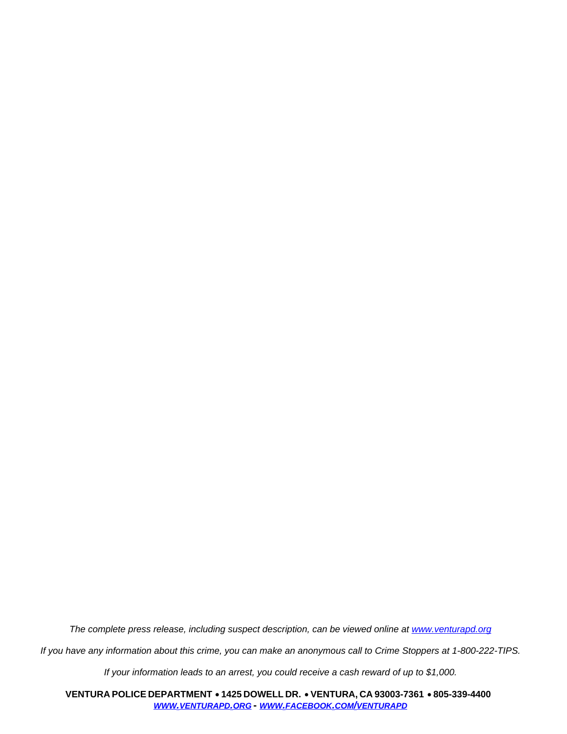*The complete press release, including suspect description, can be viewed online at www.venturapd.org*

*If you have any information about this crime, you can make an anonymous call to Crime Stoppers at 1-800-222-TIPS.*

*If your information leads to an arrest, you could receive a cash reward of up to $1,000.*

**VENTURA POLICE DEPARTMENT • 1425 DOWELL DR. • VENTURA, CA 93003-7361 • 805-339-4400**
***WWW.VENTURAPD.ORG - WWW.FACEBOOK.COM/VENTURAPD***